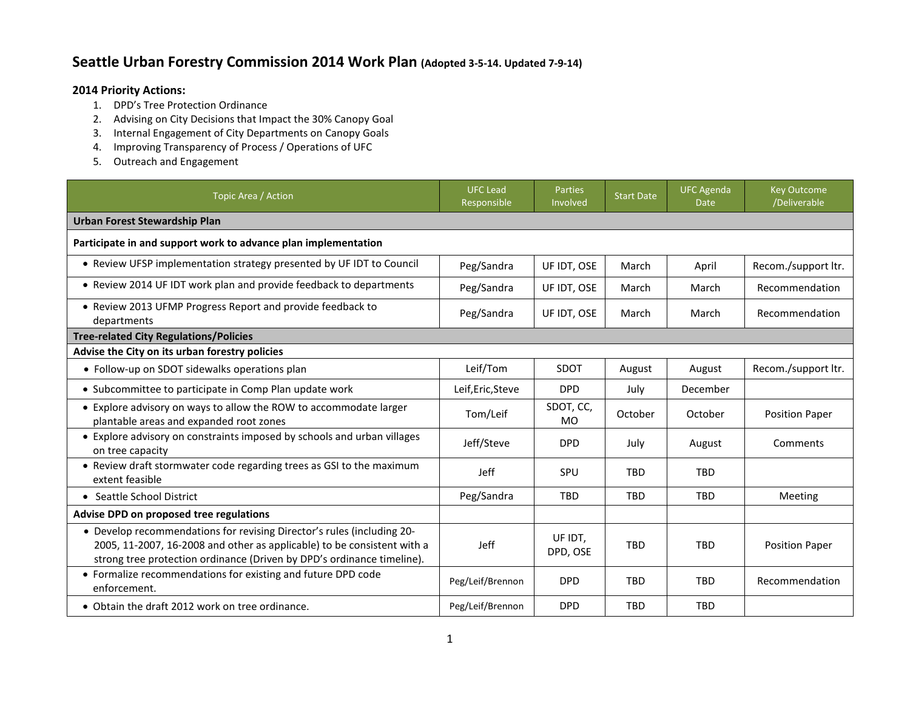# Seattle Urban Forestry Commission 2014 Work Plan (Adopted 3-5-14. Updated 7-9-14)

**2014 Priority Actions:**

1. DPD's Tree Protection Ordinance
2. Advising on City Decisions that Impact the 30% Canopy Goal
3. Internal Engagement of City Departments on Canopy Goals
4. Improving Transparency of Process / Operations of UFC
5. Outreach and Engagement

| Topic Area / Action | UFC Lead Responsible | Parties Involved | Start Date | UFC Agenda Date | Key Outcome /Deliverable |
|---|---|---|---|---|---|
| **Urban Forest Stewardship Plan** | | | | | |
| **Participate in and support work to advance plan implementation** | | | | | |
| • Review UFSP implementation strategy presented by UF IDT to Council | Peg/Sandra | UF IDT, OSE | March | April | Recom./support ltr. |
| • Review 2014 UF IDT work plan and provide feedback to departments | Peg/Sandra | UF IDT, OSE | March | March | Recommendation |
| • Review 2013 UFMP Progress Report and provide feedback to departments | Peg/Sandra | UF IDT, OSE | March | March | Recommendation |
| **Tree-related City Regulations/Policies** | | | | | |
| **Advise the City on its urban forestry policies** | | | | | |
| • Follow-up on SDOT sidewalks operations plan | Leif/Tom | SDOT | August | August | Recom./support ltr. |
| • Subcommittee to participate in Comp Plan update work | Leif,Eric,Steve | DPD | July | December | |
| • Explore advisory on ways to allow the ROW to accommodate larger plantable areas and expanded root zones | Tom/Leif | SDOT, CC, MO | October | October | Position Paper |
| • Explore advisory on constraints imposed by schools and urban villages on tree capacity | Jeff/Steve | DPD | July | August | Comments |
| • Review draft stormwater code regarding trees as GSI to the maximum extent feasible | Jeff | SPU | TBD | TBD | |
| • Seattle School District | Peg/Sandra | TBD | TBD | TBD | Meeting |
| **Advise DPD on proposed tree regulations** | | | | | |
| • Develop recommendations for revising Director's rules (including 20-2005, 11-2007, 16-2008 and other as applicable) to be consistent with a strong tree protection ordinance (Driven by DPD's ordinance timeline). | Jeff | UF IDT, DPD, OSE | TBD | TBD | Position Paper |
| • Formalize recommendations for existing and future DPD code enforcement. | Peg/Leif/Brennon | DPD | TBD | TBD | Recommendation |
| • Obtain the draft 2012 work on tree ordinance. | Peg/Leif/Brennon | DPD | TBD | TBD | |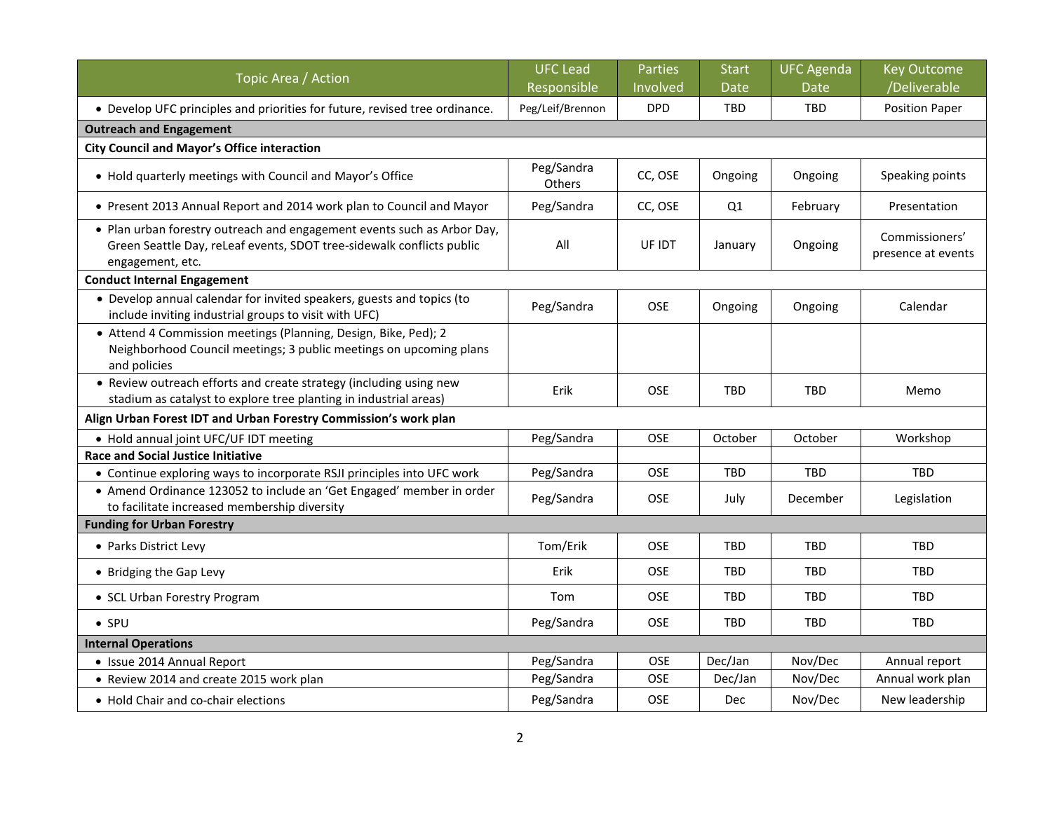| Topic Area / Action | UFC Lead Responsible | Parties Involved | Start Date | UFC Agenda Date | Key Outcome /Deliverable |
|---|---|---|---|---|---|
| • Develop UFC principles and priorities for future, revised tree ordinance. | Peg/Leif/Brennon | DPD | TBD | TBD | Position Paper |
| **Outreach and Engagement** | | | | | |
| **City Council and Mayor's Office interaction** | | | | | |
| • Hold quarterly meetings with Council and Mayor's Office | Peg/Sandra Others | CC, OSE | Ongoing | Ongoing | Speaking points |
| • Present 2013 Annual Report and 2014 work plan to Council and Mayor | Peg/Sandra | CC, OSE | Q1 | February | Presentation |
| • Plan urban forestry outreach and engagement events such as Arbor Day, Green Seattle Day, reLeaf events, SDOT tree-sidewalk conflicts public engagement, etc. | All | UF IDT | January | Ongoing | Commissioners' presence at events |
| **Conduct Internal Engagement** | | | | | |
| • Develop annual calendar for invited speakers, guests and topics (to include inviting industrial groups to visit with UFC) | Peg/Sandra | OSE | Ongoing | Ongoing | Calendar |
| • Attend 4 Commission meetings (Planning, Design, Bike, Ped); 2 Neighborhood Council meetings; 3 public meetings on upcoming plans and policies | | | | | |
| • Review outreach efforts and create strategy (including using new stadium as catalyst to explore tree planting in industrial areas) | Erik | OSE | TBD | TBD | Memo |
| **Align Urban Forest IDT and Urban Forestry Commission's work plan** | | | | | |
| • Hold annual joint UFC/UF IDT meeting | Peg/Sandra | OSE | October | October | Workshop |
| **Race and Social Justice Initiative** | | | | | |
| • Continue exploring ways to incorporate RSJI principles into UFC work | Peg/Sandra | OSE | TBD | TBD | TBD |
| • Amend Ordinance 123052 to include an 'Get Engaged' member in order to facilitate increased membership diversity | Peg/Sandra | OSE | July | December | Legislation |
| **Funding for Urban Forestry** | | | | | |
| • Parks District Levy | Tom/Erik | OSE | TBD | TBD | TBD |
| • Bridging the Gap Levy | Erik | OSE | TBD | TBD | TBD |
| • SCL Urban Forestry Program | Tom | OSE | TBD | TBD | TBD |
| • SPU | Peg/Sandra | OSE | TBD | TBD | TBD |
| **Internal Operations** | | | | | |
| • Issue 2014 Annual Report | Peg/Sandra | OSE | Dec/Jan | Nov/Dec | Annual report |
| • Review 2014 and create 2015 work plan | Peg/Sandra | OSE | Dec/Jan | Nov/Dec | Annual work plan |
| • Hold Chair and co-chair elections | Peg/Sandra | OSE | Dec | Nov/Dec | New leadership |